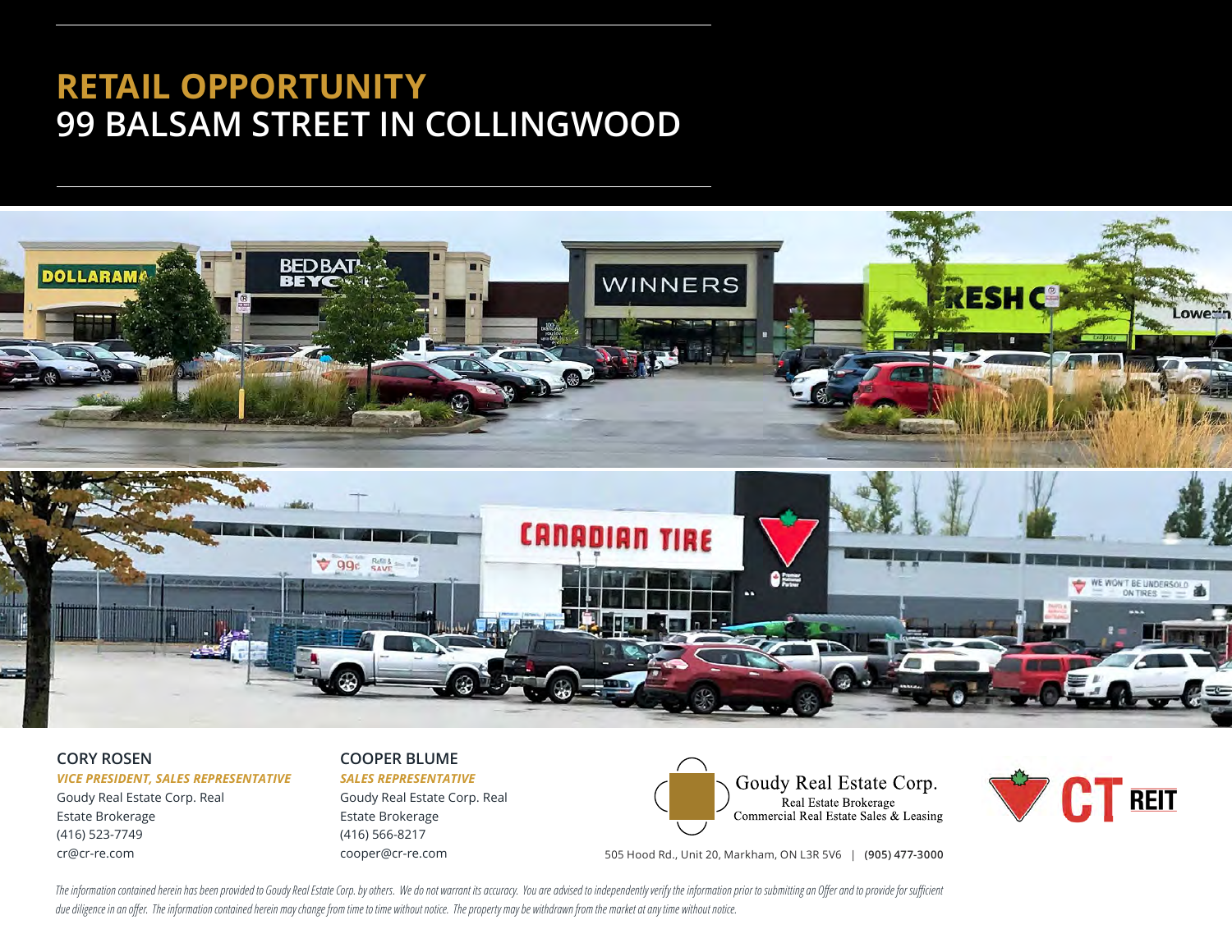# RETAIL OPPORTUNITY
# 99 BALSAM STREET IN COLLINGWOOD

**CORY ROSEN**
***VICE PRESIDENT, SALES REPRESENTATIVE***
Goudy Real Estate Corp. Real Estate Brokerage
(416) 523-7749
cr@cr-re.com

**COOPER BLUME**
***SALES REPRESENTATIVE***
Goudy Real Estate Corp. Real Estate Brokerage
(416) 566-8217
cooper@cr-re.com

Goudy Real Estate Corp.
Real Estate Brokerage
Commercial Real Estate Sales & Leasing

505 Hood Rd., Unit 20, Markham, ON L3R 5V6 | **(905) 477-3000**

CT REIT

*The information contained herein has been provided to Goudy Real Estate Corp. by others. We do not warrant its accuracy. You are advised to independently verify the information prior to submitting an Offer and to provide for sufficient due diligence in an offer. The information contained herein may change from time to time without notice. The property may be withdrawn from the market at any time without notice.*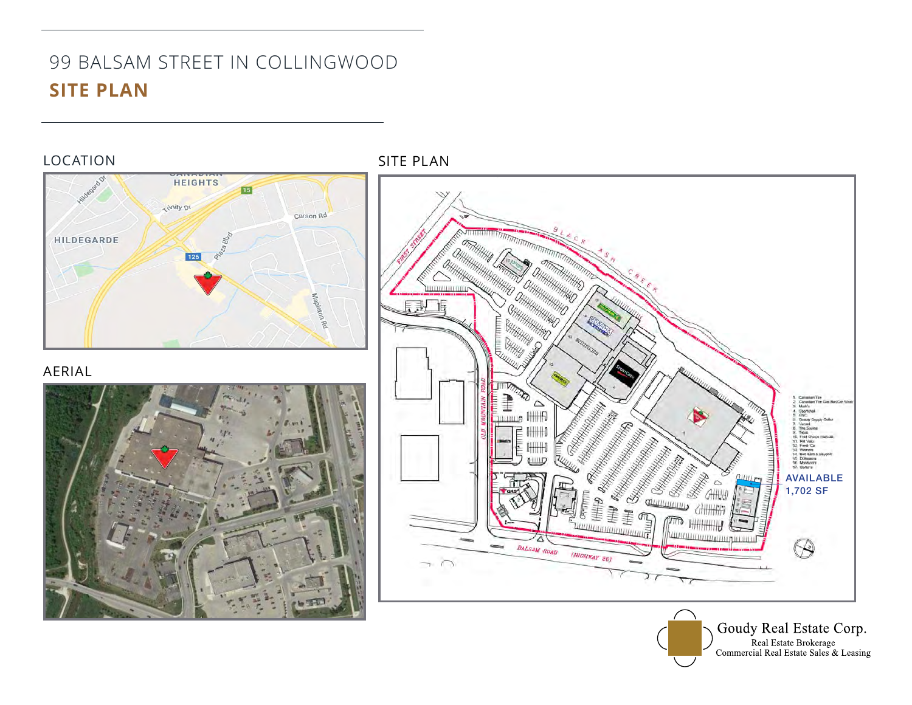# 99 BALSAM STREET IN COLLINGWOOD

## SITE PLAN

### LOCATION

### AERIAL

### SITE PLAN

AVAILABLE
1,702 SF

1. Canadian Tire
2. Canadian Tire Gas Bar/Car Wash
3. Mark's
4. Sportchek
5. GNC
6. Beauty Supply Outlet
7. Vacant
8. The Source
9. Telus
10. First Choice Haircuts
11. Pet Valu
12. Fresh Co
13. Winners
14. Bed Bath & Beyond
15. Dollarama
16. Montana's
17. Swiss Chalet

Goudy Real Estate Corp.
Real Estate Brokerage
Commercial Real Estate Sales & Leasing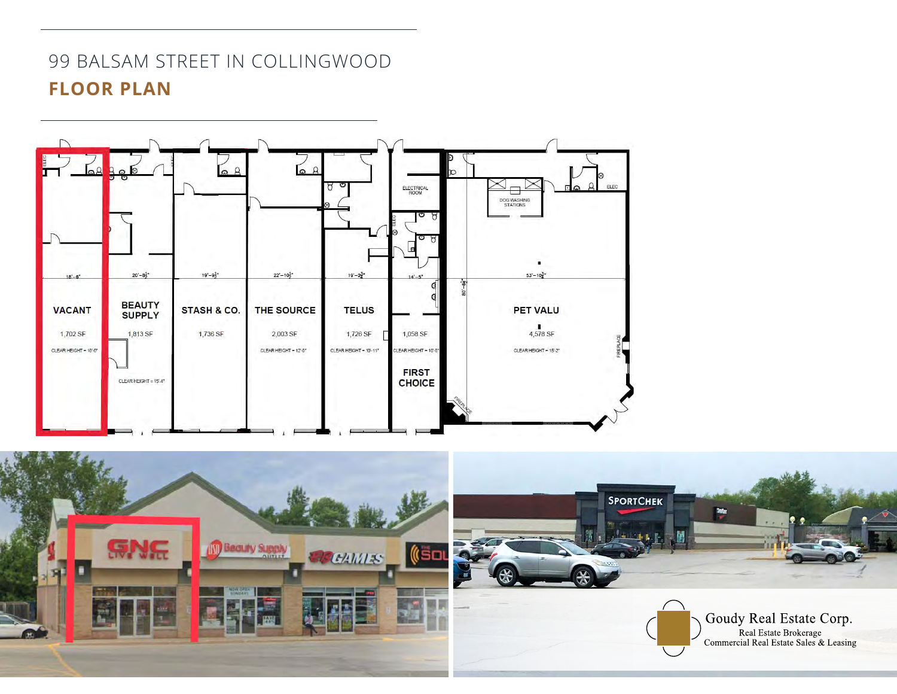# 99 BALSAM STREET IN COLLINGWOOD

## FLOOR PLAN

| Unit | Width | Area | Clear Height |
|---|---|---|---|
| VACANT | 18'-6" | 1,702 SF | 10'0" |
| BEAUTY SUPPLY | 20'-8½" | 1,813 SF | 15'4" |
| STASH & CO. | 19'-9½" | 1,736 SF | |
| THE SOURCE | 22'-10½" | 2,003 SF | 12'-0" |
| TELUS | 19'-2¾" | 1,726 SF | 10'-11" |
| FIRST CHOICE | 14'-5" | 1,058 SF | 10'-0" |
| PET VALU | 53'-10¾" | 4,578 SF | 15'-2" |

ELECTRICAL ROOM · DOG WASHING STATIONS · ELEC · FIREPLACE · 80'-6¾"

Goudy Real Estate Corp.
Real Estate Brokerage
Commercial Real Estate Sales & Leasing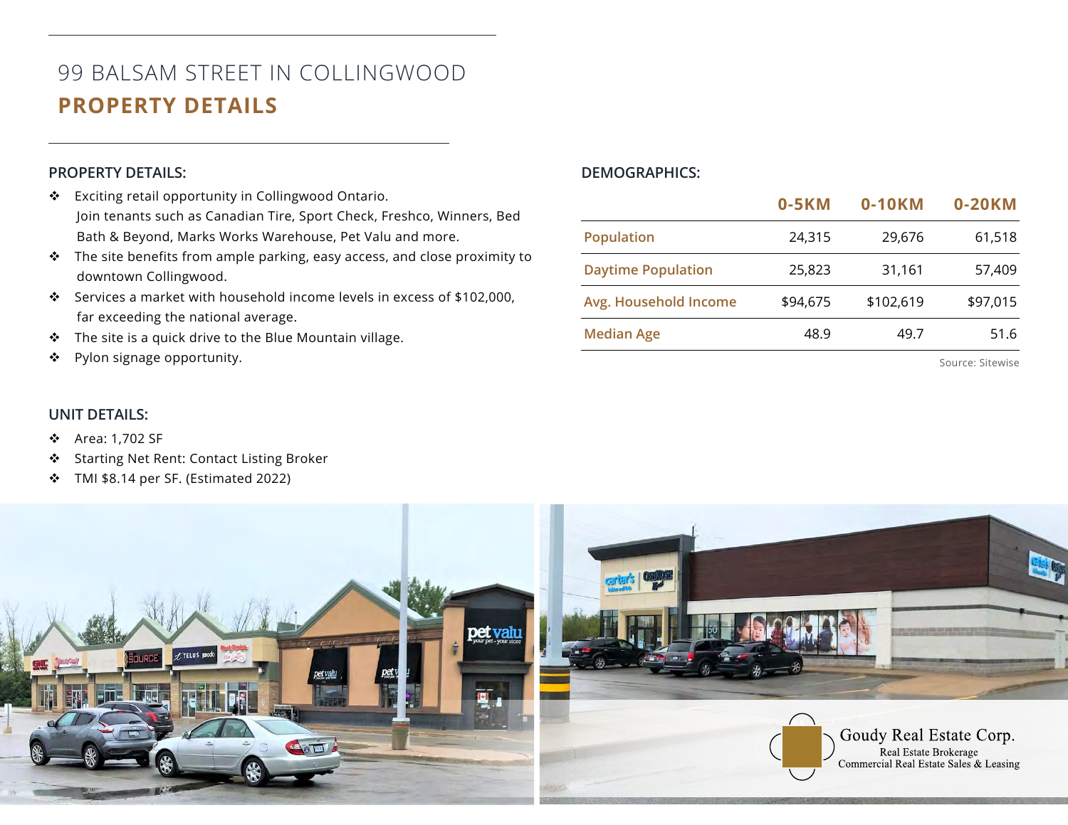# 99 BALSAM STREET IN COLLINGWOOD
## PROPERTY DETAILS

### PROPERTY DETAILS:

- Exciting retail opportunity in Collingwood Ontario. Join tenants such as Canadian Tire, Sport Check, Freshco, Winners, Bed Bath & Beyond, Marks Works Warehouse, Pet Valu and more.
- The site benefits from ample parking, easy access, and close proximity to downtown Collingwood.
- Services a market with household income levels in excess of $102,000, far exceeding the national average.
- The site is a quick drive to the Blue Mountain village.
- Pylon signage opportunity.

### DEMOGRAPHICS:

| | 0-5KM | 0-10KM | 0-20KM |
|---|---|---|---|
| Population | 24,315 | 29,676 | 61,518 |
| Daytime Population | 25,823 | 31,161 | 57,409 |
| Avg. Household Income | $94,675 | $102,619 | $97,015 |
| Median Age | 48.9 | 49.7 | 51.6 |

Source: Sitewise

### UNIT DETAILS:

- Area: 1,702 SF
- Starting Net Rent: Contact Listing Broker
- TMI $8.14 per SF. (Estimated 2022)

Goudy Real Estate Corp.
Real Estate Brokerage
Commercial Real Estate Sales & Leasing